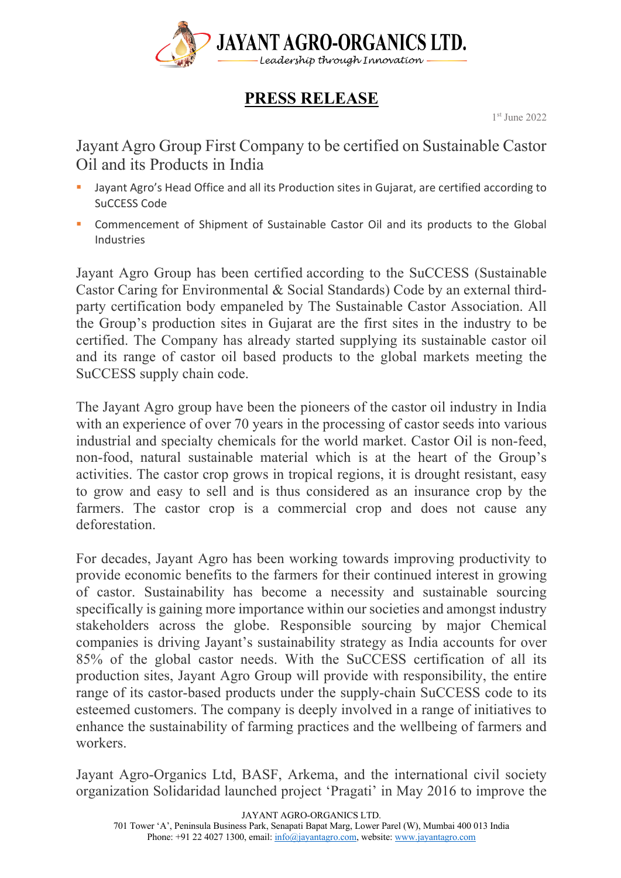**JAYANT AGRO-ORGANICS LTD.**
*Leadership through Innovation*

# PRESS RELEASE

1st June 2022

## Jayant Agro Group First Company to be certified on Sustainable Castor Oil and its Products in India

- Jayant Agro's Head Office and all its Production sites in Gujarat, are certified according to SuCCESS Code
- Commencement of Shipment of Sustainable Castor Oil and its products to the Global Industries

Jayant Agro Group has been certified according to the SuCCESS (Sustainable Castor Caring for Environmental & Social Standards) Code by an external third-party certification body empaneled by The Sustainable Castor Association. All the Group's production sites in Gujarat are the first sites in the industry to be certified. The Company has already started supplying its sustainable castor oil and its range of castor oil based products to the global markets meeting the SuCCESS supply chain code.

The Jayant Agro group have been the pioneers of the castor oil industry in India with an experience of over 70 years in the processing of castor seeds into various industrial and specialty chemicals for the world market. Castor Oil is non-feed, non-food, natural sustainable material which is at the heart of the Group's activities. The castor crop grows in tropical regions, it is drought resistant, easy to grow and easy to sell and is thus considered as an insurance crop by the farmers. The castor crop is a commercial crop and does not cause any deforestation.

For decades, Jayant Agro has been working towards improving productivity to provide economic benefits to the farmers for their continued interest in growing of castor. Sustainability has become a necessity and sustainable sourcing specifically is gaining more importance within our societies and amongst industry stakeholders across the globe. Responsible sourcing by major Chemical companies is driving Jayant's sustainability strategy as India accounts for over 85% of the global castor needs. With the SuCCESS certification of all its production sites, Jayant Agro Group will provide with responsibility, the entire range of its castor-based products under the supply-chain SuCCESS code to its esteemed customers. The company is deeply involved in a range of initiatives to enhance the sustainability of farming practices and the wellbeing of farmers and workers.

Jayant Agro-Organics Ltd, BASF, Arkema, and the international civil society organization Solidaridad launched project 'Pragati' in May 2016 to improve the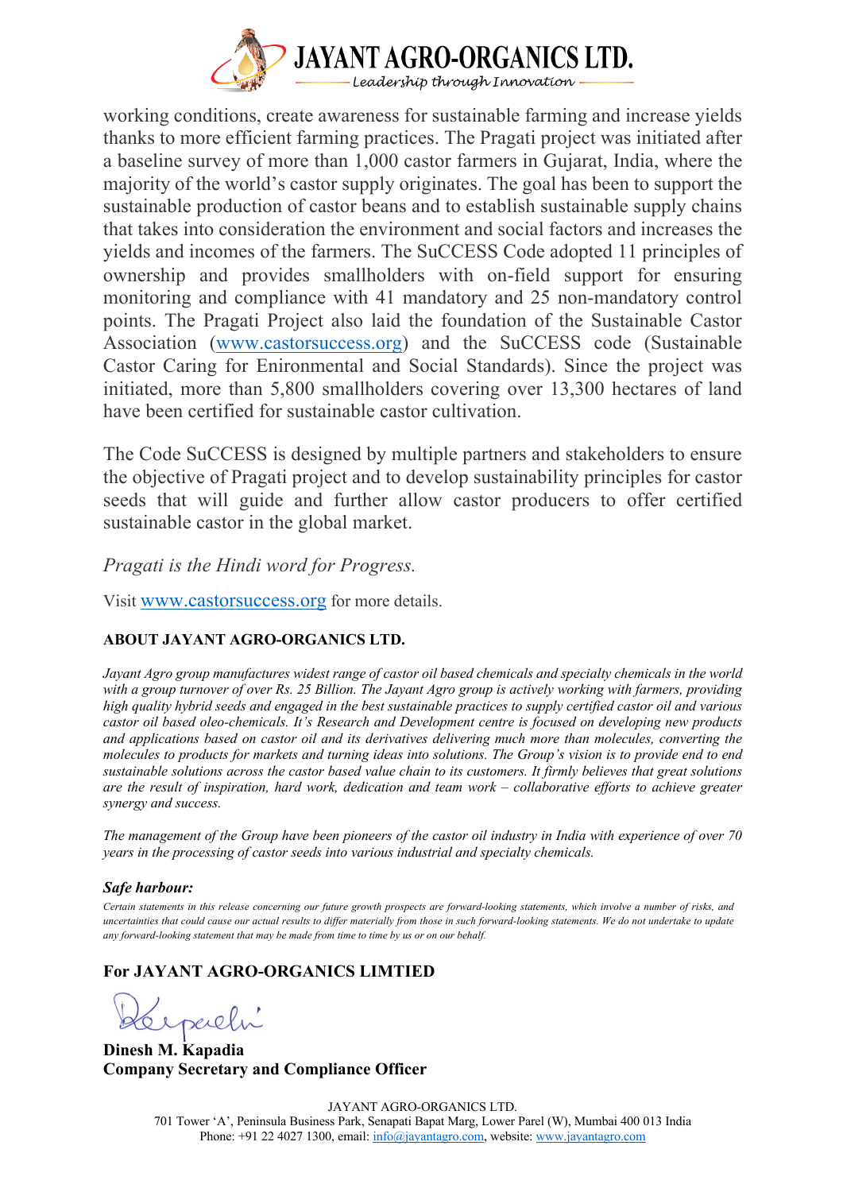working conditions, create awareness for sustainable farming and increase yields thanks to more efficient farming practices. The Pragati project was initiated after a baseline survey of more than 1,000 castor farmers in Gujarat, India, where the majority of the world's castor supply originates. The goal has been to support the sustainable production of castor beans and to establish sustainable supply chains that takes into consideration the environment and social factors and increases the yields and incomes of the farmers. The SuCCESS Code adopted 11 principles of ownership and provides smallholders with on-field support for ensuring monitoring and compliance with 41 mandatory and 25 non-mandatory control points. The Pragati Project also laid the foundation of the Sustainable Castor Association (www.castorsuccess.org) and the SuCCESS code (Sustainable Castor Caring for Enironmental and Social Standards). Since the project was initiated, more than 5,800 smallholders covering over 13,300 hectares of land have been certified for sustainable castor cultivation.

The Code SuCCESS is designed by multiple partners and stakeholders to ensure the objective of Pragati project and to develop sustainability principles for castor seeds that will guide and further allow castor producers to offer certified sustainable castor in the global market.

*Pragati is the Hindi word for Progress.*

Visit www.castorsuccess.org for more details.

**ABOUT JAYANT AGRO-ORGANICS LTD.**

*Jayant Agro group manufactures widest range of castor oil based chemicals and specialty chemicals in the world with a group turnover of over Rs. 25 Billion. The Jayant Agro group is actively working with farmers, providing high quality hybrid seeds and engaged in the best sustainable practices to supply certified castor oil and various castor oil based oleo-chemicals. It's Research and Development centre is focused on developing new products and applications based on castor oil and its derivatives delivering much more than molecules, converting the molecules to products for markets and turning ideas into solutions. The Group's vision is to provide end to end sustainable solutions across the castor based value chain to its customers. It firmly believes that great solutions are the result of inspiration, hard work, dedication and team work – collaborative efforts to achieve greater synergy and success.*

*The management of the Group have been pioneers of the castor oil industry in India with experience of over 70 years in the processing of castor seeds into various industrial and specialty chemicals.*

***Safe harbour:***

*Certain statements in this release concerning our future growth prospects are forward-looking statements, which involve a number of risks, and uncertainties that could cause our actual results to differ materially from those in such forward-looking statements. We do not undertake to update any forward-looking statement that may be made from time to time by us or on our behalf.*

**For JAYANT AGRO-ORGANICS LIMTIED**

**Dinesh M. Kapadia**
**Company Secretary and Compliance Officer**

JAYANT AGRO-ORGANICS LTD.
701 Tower 'A', Peninsula Business Park, Senapati Bapat Marg, Lower Parel (W), Mumbai 400 013 India
Phone: +91 22 4027 1300, email: info@jayantagro.com, website: www.jayantagro.com